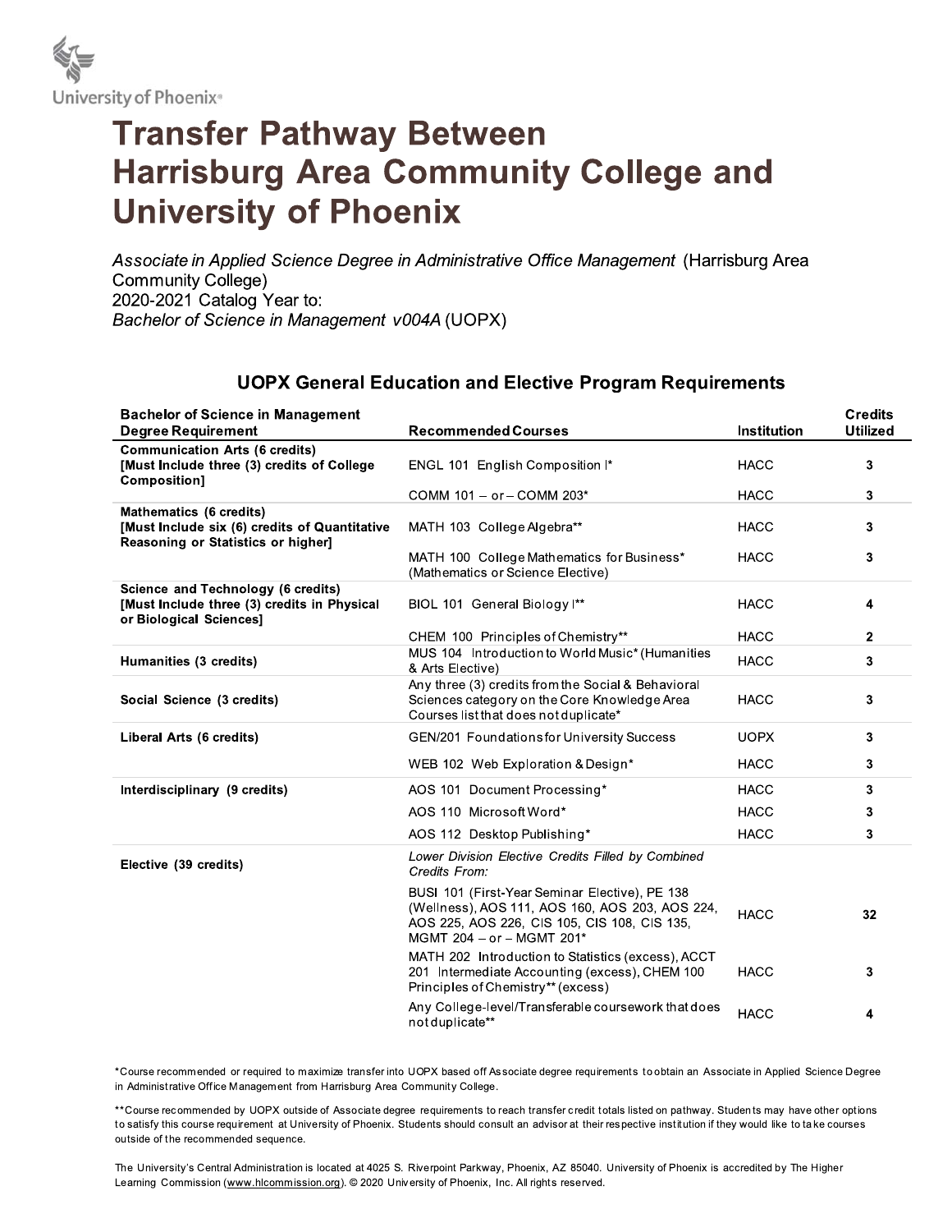University of Phoenix®

# Transfer Pathway Between Harrisburg Area Community College and University of Phoenix

*Associate in Applied Science Degree in Administrative Office Management* (Harrisburg Area Community College)
2020-2021 Catalog Year to:
*Bachelor of Science in Management v004A* (UOPX)

## UOPX General Education and Elective Program Requirements

| Bachelor of Science in Management Degree Requirement | Recommended Courses | Institution | Credits Utilized |
|---|---|---|---|
| **Communication Arts (6 credits)** **[Must Include three (3) credits of College Composition]** | ENGL 101 English Composition I* | HACC | 3 |
| | COMM 101 – or – COMM 203* | HACC | 3 |
| **Mathematics (6 credits)** **[Must Include six (6) credits of Quantitative Reasoning or Statistics or higher]** | MATH 103 College Algebra** | HACC | 3 |
| | MATH 100 College Mathematics for Business* (Mathematics or Science Elective) | HACC | 3 |
| **Science and Technology (6 credits)** **[Must Include three (3) credits in Physical or Biological Sciences]** | BIOL 101 General Biology I** | HACC | 4 |
| | CHEM 100 Principles of Chemistry** | HACC | 2 |
| **Humanities (3 credits)** | MUS 104 Introduction to World Music* (Humanities & Arts Elective) | HACC | 3 |
| **Social Science (3 credits)** | Any three (3) credits from the Social & Behavioral Sciences category on the Core Knowledge Area Courses list that does not duplicate* | HACC | 3 |
| **Liberal Arts (6 credits)** | GEN/201 Foundations for University Success | UOPX | 3 |
| | WEB 102 Web Exploration & Design* | HACC | 3 |
| **Interdisciplinary (9 credits)** | AOS 101 Document Processing* | HACC | 3 |
| | AOS 110 Microsoft Word* | HACC | 3 |
| | AOS 112 Desktop Publishing* | HACC | 3 |
| **Elective (39 credits)** | *Lower Division Elective Credits Filled by Combined Credits From:* | | |
| | BUSI 101 (First-Year Seminar Elective), PE 138 (Wellness), AOS 111, AOS 160, AOS 203, AOS 224, AOS 225, AOS 226, CIS 105, CIS 108, CIS 135, MGMT 204 – or – MGMT 201* | HACC | 32 |
| | MATH 202 Introduction to Statistics (excess), ACCT 201 Intermediate Accounting (excess), CHEM 100 Principles of Chemistry** (excess) | HACC | 3 |
| | Any College-level/Transferable coursework that does not duplicate** | HACC | 4 |

*Course recommended or required to maximize transfer into UOPX based off Associate degree requirements to obtain an Associate in Applied Science Degree in Administrative Office Management from Harrisburg Area Community College.

**Course recommended by UOPX outside of Associate degree requirements to reach transfer credit totals listed on pathway. Students may have other options to satisfy this course requirement at University of Phoenix. Students should consult an advisor at their respective institution if they would like to take courses outside of the recommended sequence.

The University's Central Administration is located at 4025 S. Riverpoint Parkway, Phoenix, AZ 85040. University of Phoenix is accredited by The Higher Learning Commission (www.hlcommission.org). © 2020 University of Phoenix, Inc. All rights reserved.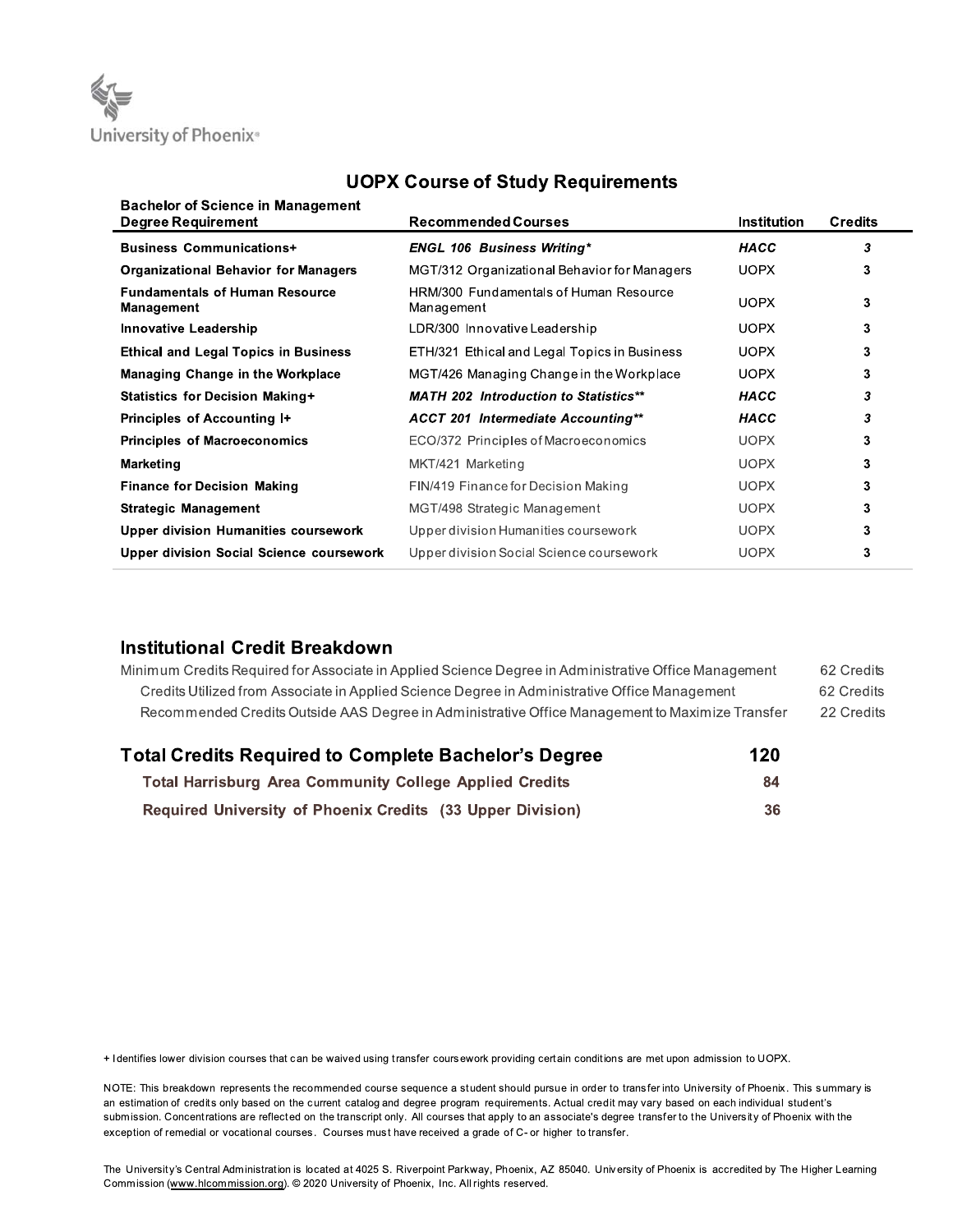University of Phoenix®

## UOPX Course of Study Requirements

| Bachelor of Science in Management Degree Requirement | Recommended Courses | Institution | Credits |
|---|---|---|---|
| **Business Communications+** | ***ENGL 106 Business Writing**** | ***HACC*** | ***3*** |
| **Organizational Behavior for Managers** | MGT/312 Organizational Behavior for Managers | UOPX | 3 |
| **Fundamentals of Human Resource Management** | HRM/300 Fundamentals of Human Resource Management | UOPX | 3 |
| **Innovative Leadership** | LDR/300 Innovative Leadership | UOPX | 3 |
| **Ethical and Legal Topics in Business** | ETH/321 Ethical and Legal Topics in Business | UOPX | 3 |
| **Managing Change in the Workplace** | MGT/426 Managing Change in the Workplace | UOPX | 3 |
| **Statistics for Decision Making+** | ***MATH 202 Introduction to Statistics**** | ***HACC*** | ***3*** |
| **Principles of Accounting I+** | ***ACCT 201 Intermediate Accounting**** | ***HACC*** | ***3*** |
| **Principles of Macroeconomics** | ECO/372 Principles of Macroeconomics | UOPX | 3 |
| **Marketing** | MKT/421 Marketing | UOPX | 3 |
| **Finance for Decision Making** | FIN/419 Finance for Decision Making | UOPX | 3 |
| **Strategic Management** | MGT/498 Strategic Management | UOPX | 3 |
| **Upper division Humanities coursework** | Upper division Humanities coursework | UOPX | 3 |
| **Upper division Social Science coursework** | Upper division Social Science coursework | UOPX | 3 |

## Institutional Credit Breakdown

| | |
|---|---|
| Minimum Credits Required for Associate in Applied Science Degree in Administrative Office Management | 62 Credits |
| Credits Utilized from Associate in Applied Science Degree in Administrative Office Management | 62 Credits |
| Recommended Credits Outside AAS Degree in Administrative Office Management to Maximize Transfer | 22 Credits |

### Total Credits Required to Complete Bachelor's Degree — 120

**Total Harrisburg Area Community College Applied Credits** — **84**

**Required University of Phoenix Credits (33 Upper Division)** — **36**

+ Identifies lower division courses that can be waived using transfer coursework providing certain conditions are met upon admission to UOPX.

NOTE: This breakdown represents the recommended course sequence a student should pursue in order to transfer into University of Phoenix. This summary is an estimation of credits only based on the current catalog and degree program requirements. Actual credit may vary based on each individual student's submission. Concentrations are reflected on the transcript only. All courses that apply to an associate's degree transfer to the University of Phoenix with the exception of remedial or vocational courses. Courses must have received a grade of C- or higher to transfer.

The University's Central Administration is located at 4025 S. Riverpoint Parkway, Phoenix, AZ 85040. University of Phoenix is accredited by The Higher Learning Commission (www.hlcommission.org). © 2020 University of Phoenix, Inc. All rights reserved.